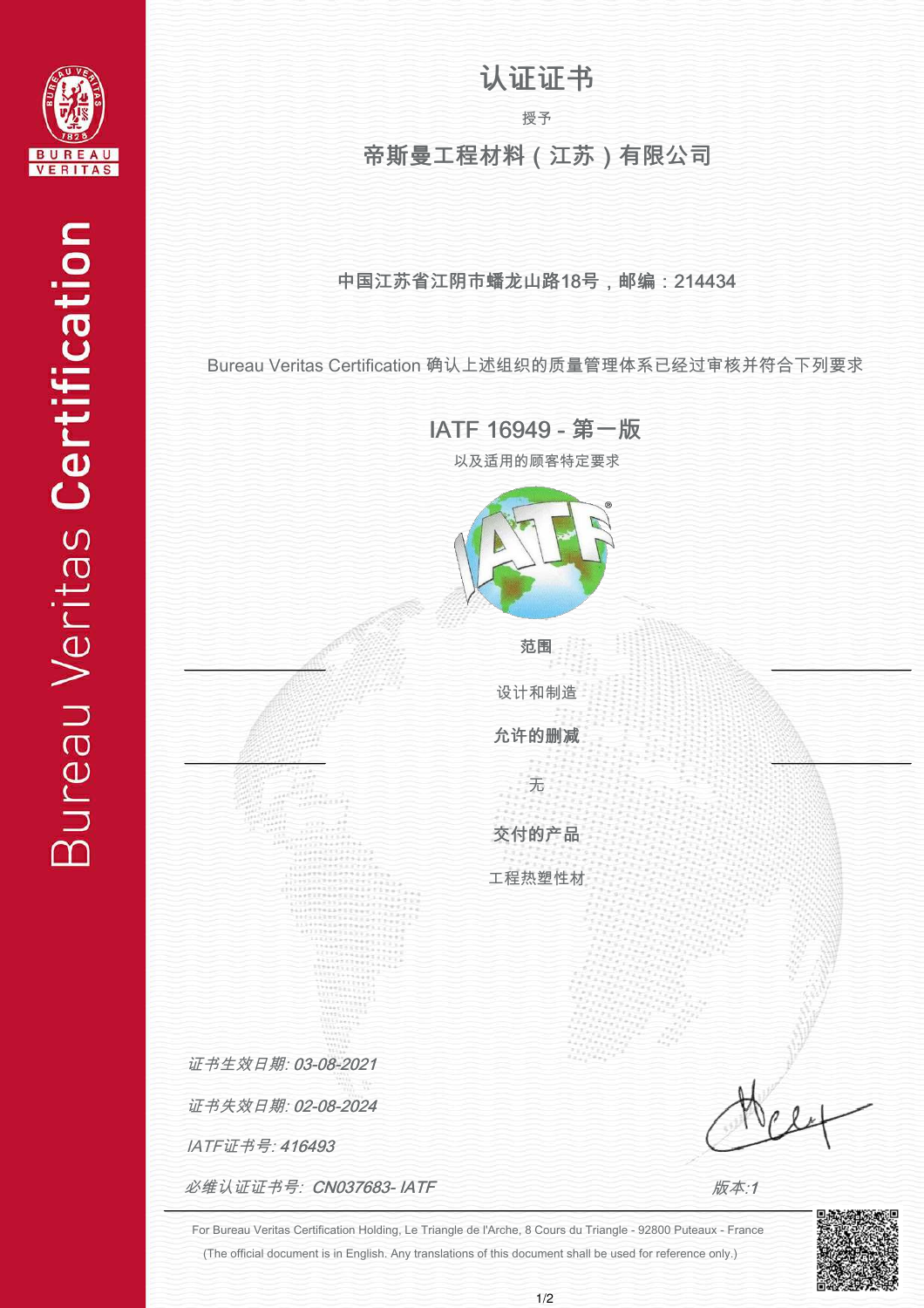Bureau Veritas Certification

# 认证证书

授予

## 帝斯曼工程材料（江苏）有限公司

中国江苏省江阴市蟠龙山路18号，邮编：214434

Bureau Veritas Certification 确认上述组织的质量管理体系已经过审核并符合下列要求

## IATF 16949 - 第一版

以及适用的顾客特定要求

**范围**

设计和制造

**允许的删减**

无

**交付的产品**

工程热塑性材

*证书生效日期: 03-08-2021*

*证书失效日期: 02-08-2024*

*IATF证书号: 416493*

*必维认证证书号: CN037683- IATF*

*版本:1*

For Bureau Veritas Certification Holding, Le Triangle de l'Arche, 8 Cours du Triangle - 92800 Puteaux - France

(The official document is in English. Any translations of this document shall be used for reference only.)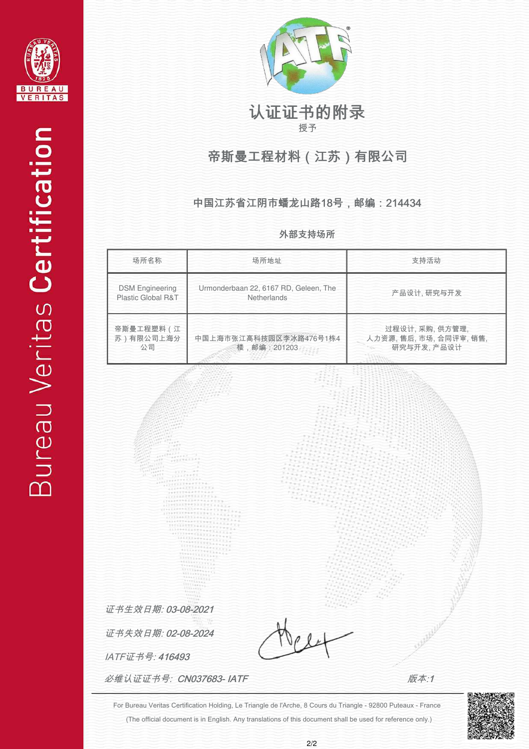# 认证证书的附录

授予

## 帝斯曼工程材料（江苏）有限公司

**中国江苏省江阴市蟠龙山路18号，邮编：214434**

**外部支持场所**

| 场所名称 | 场所地址 | 支持活动 |
|---|---|---|
| DSM Engineering Plastic Global R&T | Urmonderbaan 22, 6167 RD, Geleen, The Netherlands | 产品设计, 研究与开发 |
| 帝斯曼工程塑料（江苏）有限公司上海分公司 | 中国上海市张江高科技园区李冰路476号1栋4楼，邮编：201203 | 过程设计, 采购, 供方管理, 人力资源, 售后, 市场, 合同评审, 销售, 研究与开发, 产品设计 |

*证书生效日期: 03-08-2021*

*证书失效日期: 02-08-2024*

*IATF证书号: 416493*

*必维认证证书号: CN037683- IATF*

*版本:1*

For Bureau Veritas Certification Holding, Le Triangle de l'Arche, 8 Cours du Triangle - 92800 Puteaux - France

(The official document is in English. Any translations of this document shall be used for reference only.)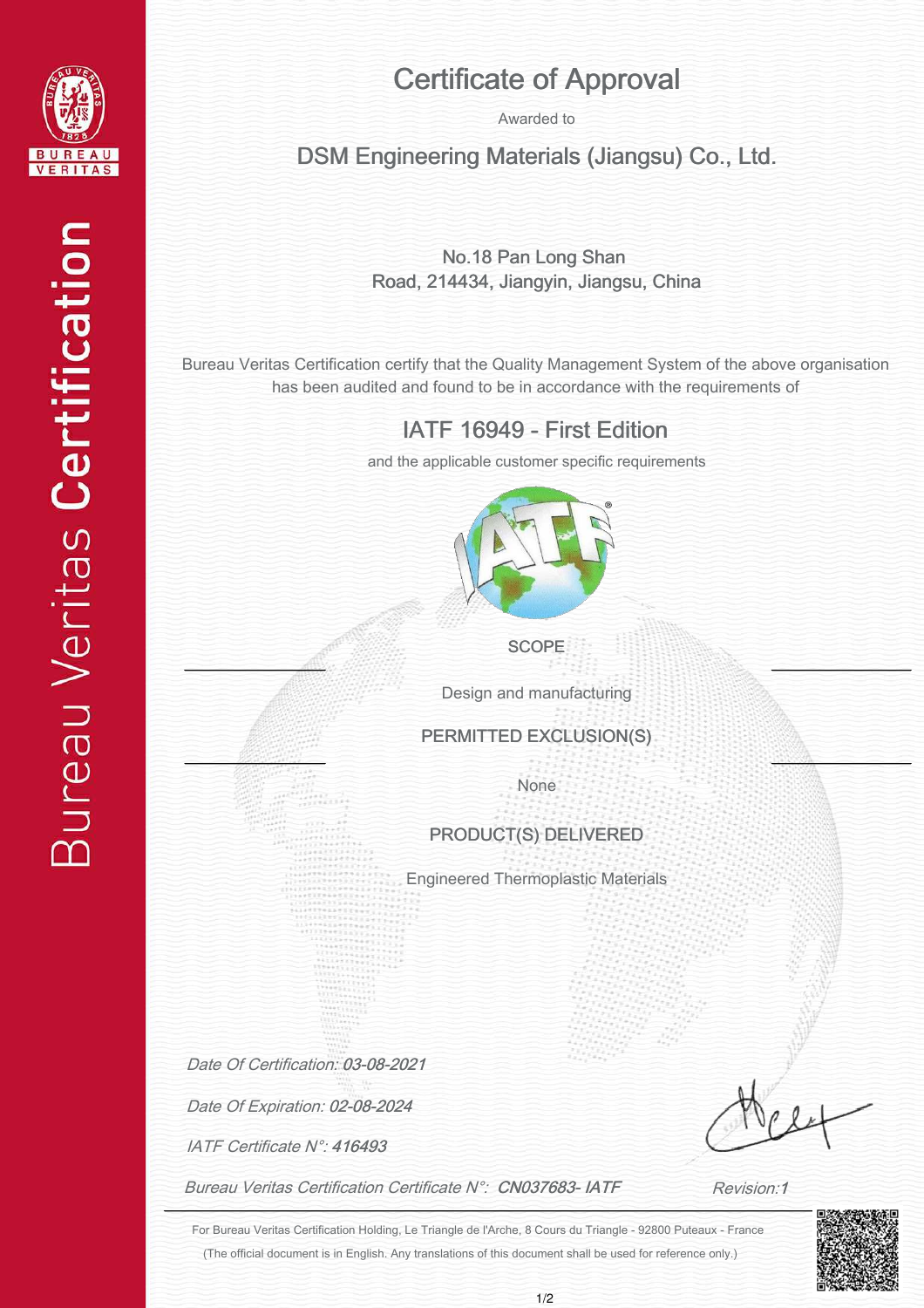# Certificate of Approval

Awarded to

## DSM Engineering Materials (Jiangsu) Co., Ltd.

No.18 Pan Long Shan
Road, 214434, Jiangyin, Jiangsu, China

Bureau Veritas Certification certify that the Quality Management System of the above organisation has been audited and found to be in accordance with the requirements of

## IATF 16949 - First Edition

and the applicable customer specific requirements

SCOPE

Design and manufacturing

PERMITTED EXCLUSION(S)

None

PRODUCT(S) DELIVERED

Engineered Thermoplastic Materials

*Date Of Certification: **03-08-2021***

*Date Of Expiration: **02-08-2024***

*IATF Certificate N°: **416493***

*Bureau Veritas Certification Certificate N°: **CN037683- IATF***

*Revision:**1***

For Bureau Veritas Certification Holding, Le Triangle de l'Arche, 8 Cours du Triangle - 92800 Puteaux - France

(The official document is in English. Any translations of this document shall be used for reference only.)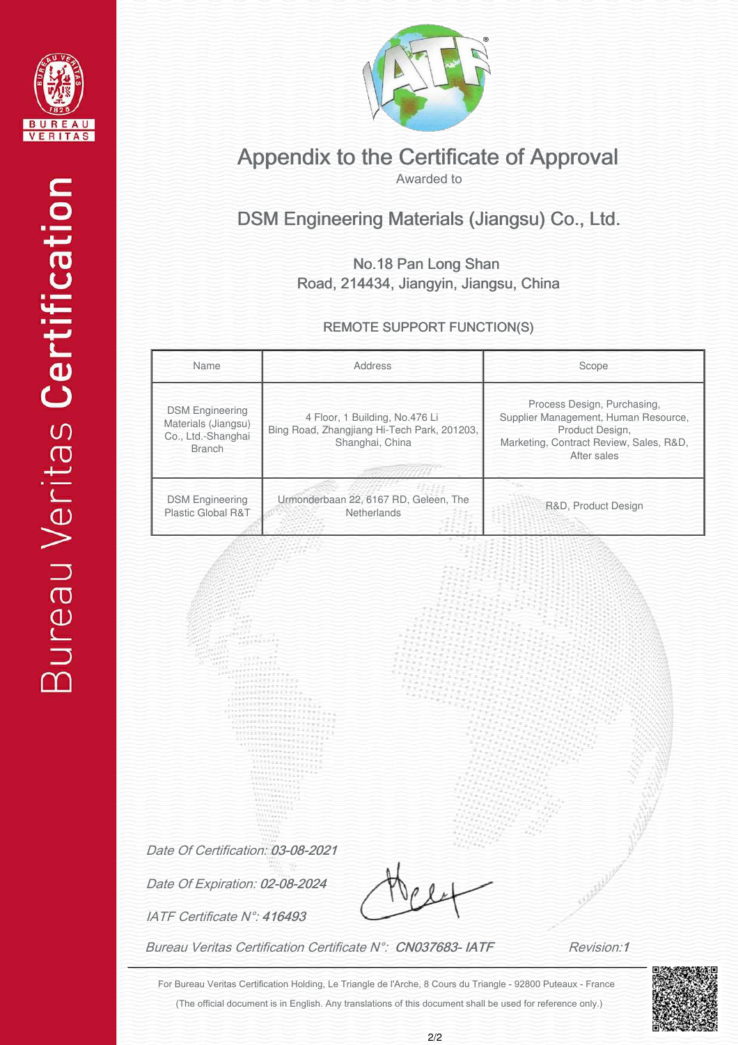Bureau Veritas Certification

# Appendix to the Certificate of Approval

Awarded to

## DSM Engineering Materials (Jiangsu) Co., Ltd.

No.18 Pan Long Shan Road, 214434, Jiangyin, Jiangsu, China

### REMOTE SUPPORT FUNCTION(S)

| Name | Address | Scope |
|---|---|---|
| DSM Engineering Materials (Jiangsu) Co., Ltd.-Shanghai Branch | 4 Floor, 1 Building, No.476 Li Bing Road, Zhangjiang Hi-Tech Park, 201203, Shanghai, China | Process Design, Purchasing, Supplier Management, Human Resource, Product Design, Marketing, Contract Review, Sales, R&D, After sales |
| DSM Engineering Plastic Global R&T | Urmonderbaan 22, 6167 RD, Geleen, The Netherlands | R&D, Product Design |

*Date Of Certification: **03-08-2021***

*Date Of Expiration: **02-08-2024***

*IATF Certificate N°: **416493***

*Bureau Veritas Certification Certificate N°: **CN037683- IATF*** *Revision:**1***

For Bureau Veritas Certification Holding, Le Triangle de l'Arche, 8 Cours du Triangle - 92800 Puteaux - France

(The official document is in English. Any translations of this document shall be used for reference only.)